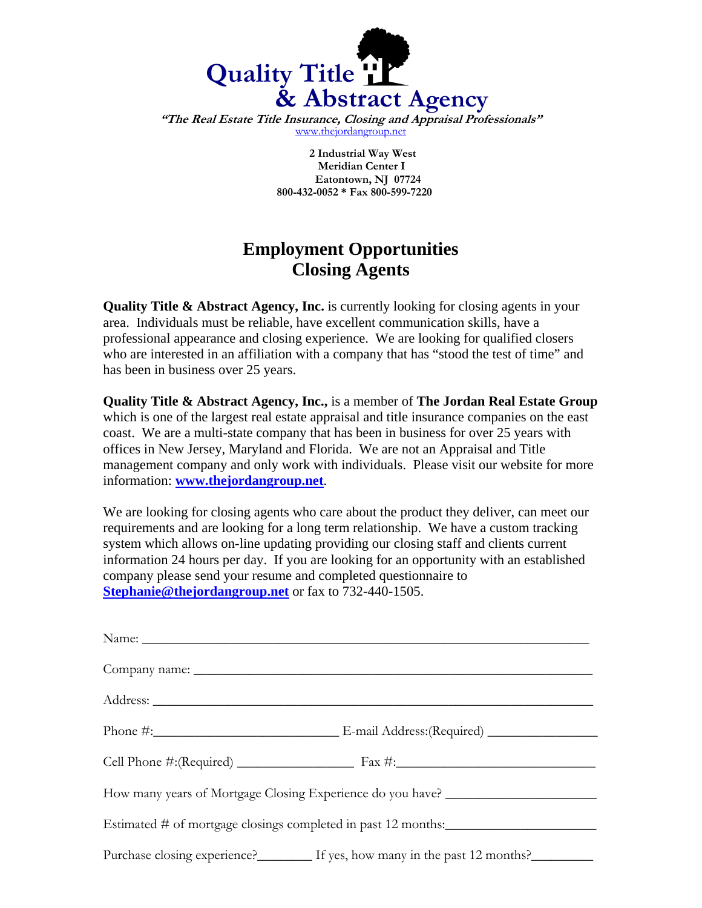# Quality Title & Abstract Agency

***"The Real Estate Title Insurance, Closing and Appraisal Professionals"***

www.thejordangroup.net

**2 Industrial Way West**
**Meridian Center I**
**Eatontown, NJ 07724**
**800-432-0052 * Fax 800-599-7220**

## Employment Opportunities
## Closing Agents

**Quality Title & Abstract Agency, Inc.** is currently looking for closing agents in your area. Individuals must be reliable, have excellent communication skills, have a professional appearance and closing experience. We are looking for qualified closers who are interested in an affiliation with a company that has "stood the test of time" and has been in business over 25 years.

**Quality Title & Abstract Agency, Inc.,** is a member of **The Jordan Real Estate Group** which is one of the largest real estate appraisal and title insurance companies on the east coast. We are a multi-state company that has been in business for over 25 years with offices in New Jersey, Maryland and Florida. We are not an Appraisal and Title management company and only work with individuals. Please visit our website for more information: **www.thejordangroup.net**.

We are looking for closing agents who care about the product they deliver, can meet our requirements and are looking for a long term relationship. We have a custom tracking system which allows on-line updating providing our closing staff and clients current information 24 hours per day. If you are looking for an opportunity with an established company please send your resume and completed questionnaire to **Stephanie@thejordangroup.net** or fax to 732-440-1505.

Name: ______________________________________________________________

Company name: _______________________________________________________

Address: ____________________________________________________________

Phone #:___________________________ E-mail Address:(Required) ______________

Cell Phone #:(Required) _________________ Fax #:____________________________

How many years of Mortgage Closing Experience do you have? ______________________

Estimated # of mortgage closings completed in past 12 months:______________________

Purchase closing experience?________ If yes, how many in the past 12 months?_________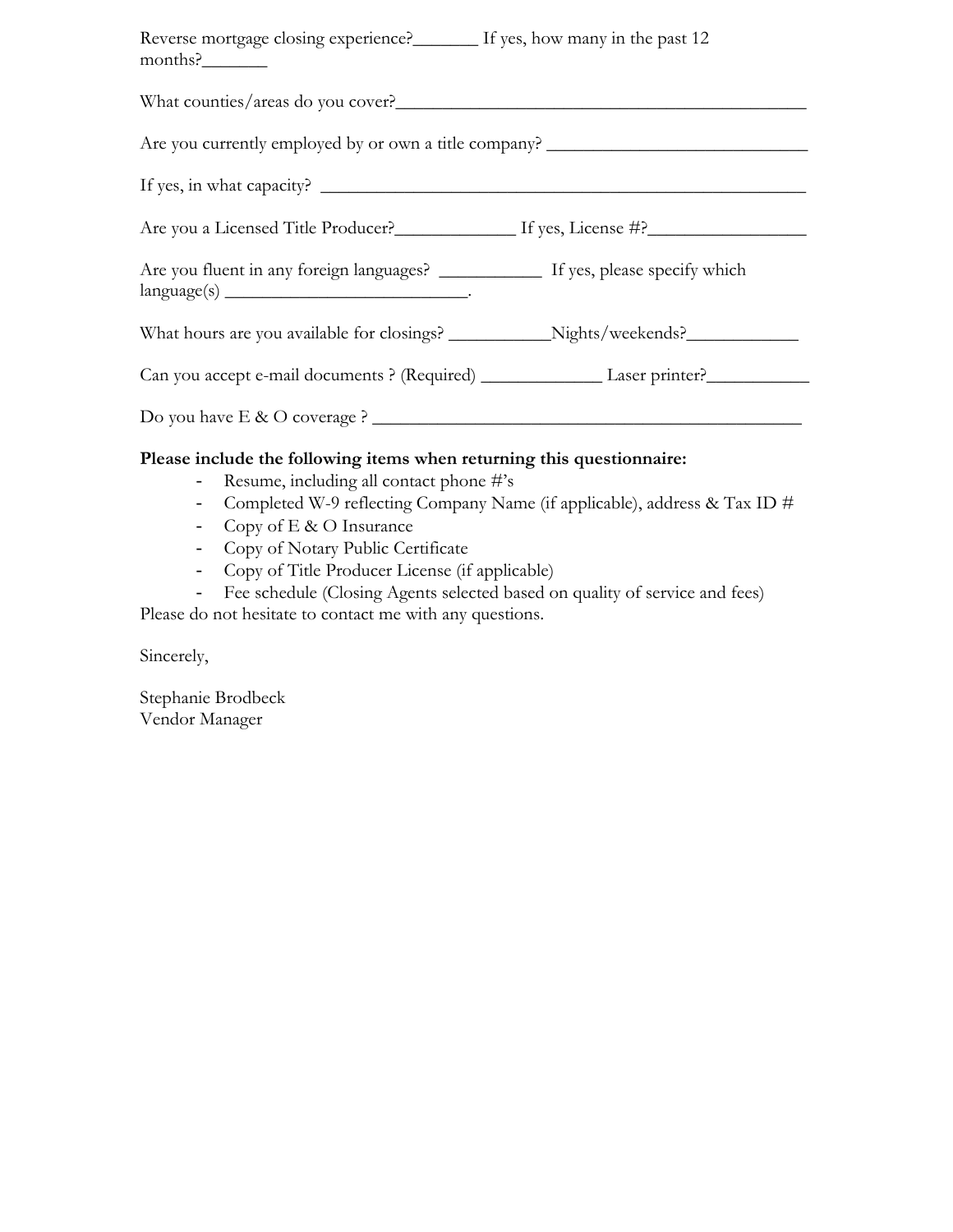Reverse mortgage closing experience?_______ If yes, how many in the past 12 months?_______

What counties/areas do you cover?_____________________________________________

Are you currently employed by or own a title company? ____________________________

If yes, in what capacity? _____________________________________________________

Are you a Licensed Title Producer?_____________ If yes, License #?_________________

Are you fluent in any foreign languages? ___________ If yes, please specify which language(s) __________________________.

What hours are you available for closings? ___________Nights/weekends?____________

Can you accept e-mail documents ? (Required) _____________ Laser printer?___________

Do you have E & O coverage ? _______________________________________________

**Please include the following items when returning this questionnaire:**

- Resume, including all contact phone #'s
- Completed W-9 reflecting Company Name (if applicable), address & Tax ID #
- Copy of E & O Insurance
- Copy of Notary Public Certificate
- Copy of Title Producer License (if applicable)
- Fee schedule (Closing Agents selected based on quality of service and fees)

Please do not hesitate to contact me with any questions.

Sincerely,

Stephanie Brodbeck
Vendor Manager